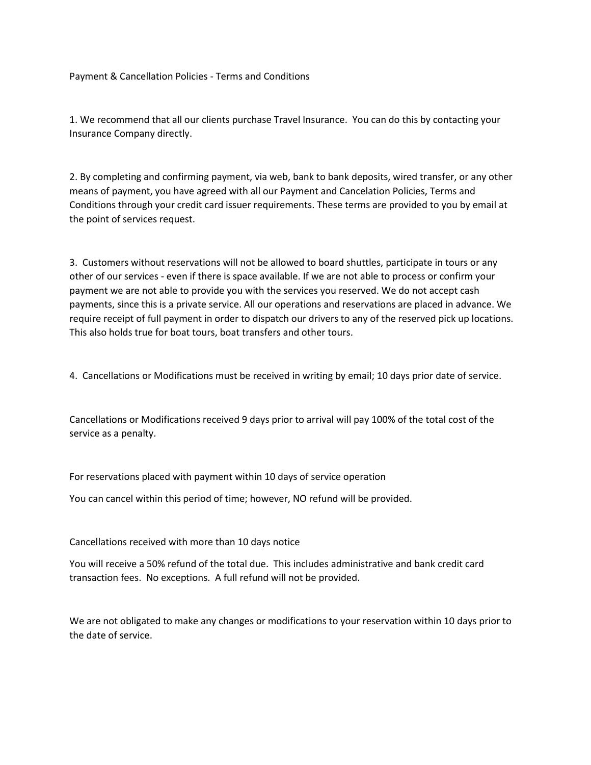# Payment & Cancellation Policies - Terms and Conditions

1. We recommend that all our clients purchase Travel Insurance. You can do this by contacting your Insurance Company directly.

2. By completing and confirming payment, via web, bank to bank deposits, wired transfer, or any other means of payment, you have agreed with all our Payment and Cancelation Policies, Terms and Conditions through your credit card issuer requirements. These terms are provided to you by email at the point of services request.

3. Customers without reservations will not be allowed to board shuttles, participate in tours or any other of our services - even if there is space available. If we are not able to process or confirm your payment we are not able to provide you with the services you reserved. We do not accept cash payments, since this is a private service. All our operations and reservations are placed in advance. We require receipt of full payment in order to dispatch our drivers to any of the reserved pick up locations. This also holds true for boat tours, boat transfers and other tours.

4. Cancellations or Modifications must be received in writing by email; 10 days prior date of service.

Cancellations or Modifications received 9 days prior to arrival will pay 100% of the total cost of the service as a penalty.

For reservations placed with payment within 10 days of service operation

You can cancel within this period of time; however, NO refund will be provided.

Cancellations received with more than 10 days notice

You will receive a 50% refund of the total due. This includes administrative and bank credit card transaction fees. No exceptions. A full refund will not be provided.

We are not obligated to make any changes or modifications to your reservation within 10 days prior to the date of service.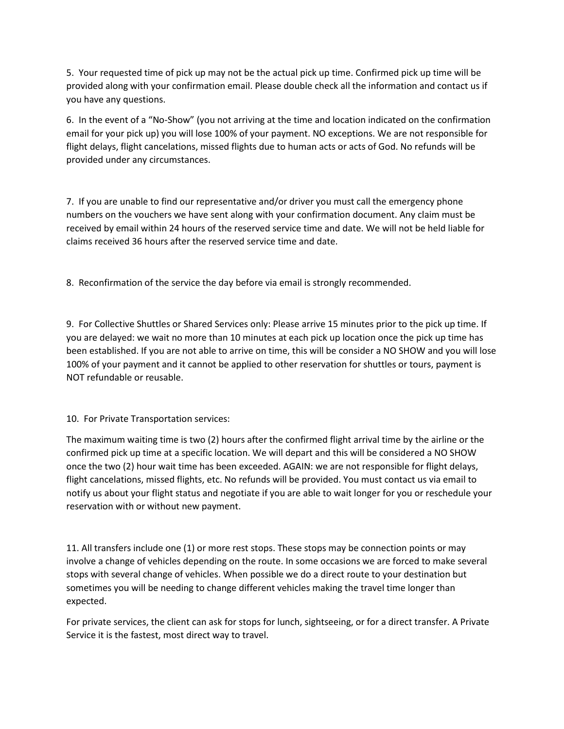5. Your requested time of pick up may not be the actual pick up time. Confirmed pick up time will be provided along with your confirmation email. Please double check all the information and contact us if you have any questions.

6. In the event of a "No-Show" (you not arriving at the time and location indicated on the confirmation email for your pick up) you will lose 100% of your payment. NO exceptions. We are not responsible for flight delays, flight cancelations, missed flights due to human acts or acts of God. No refunds will be provided under any circumstances.

7. If you are unable to find our representative and/or driver you must call the emergency phone numbers on the vouchers we have sent along with your confirmation document. Any claim must be received by email within 24 hours of the reserved service time and date. We will not be held liable for claims received 36 hours after the reserved service time and date.

8. Reconfirmation of the service the day before via email is strongly recommended.

9. For Collective Shuttles or Shared Services only: Please arrive 15 minutes prior to the pick up time. If you are delayed: we wait no more than 10 minutes at each pick up location once the pick up time has been established. If you are not able to arrive on time, this will be consider a NO SHOW and you will lose 100% of your payment and it cannot be applied to other reservation for shuttles or tours, payment is NOT refundable or reusable.

10. For Private Transportation services:

The maximum waiting time is two (2) hours after the confirmed flight arrival time by the airline or the confirmed pick up time at a specific location. We will depart and this will be considered a NO SHOW once the two (2) hour wait time has been exceeded. AGAIN: we are not responsible for flight delays, flight cancelations, missed flights, etc. No refunds will be provided. You must contact us via email to notify us about your flight status and negotiate if you are able to wait longer for you or reschedule your reservation with or without new payment.

11. All transfers include one (1) or more rest stops. These stops may be connection points or may involve a change of vehicles depending on the route. In some occasions we are forced to make several stops with several change of vehicles. When possible we do a direct route to your destination but sometimes you will be needing to change different vehicles making the travel time longer than expected.

For private services, the client can ask for stops for lunch, sightseeing, or for a direct transfer. A Private Service it is the fastest, most direct way to travel.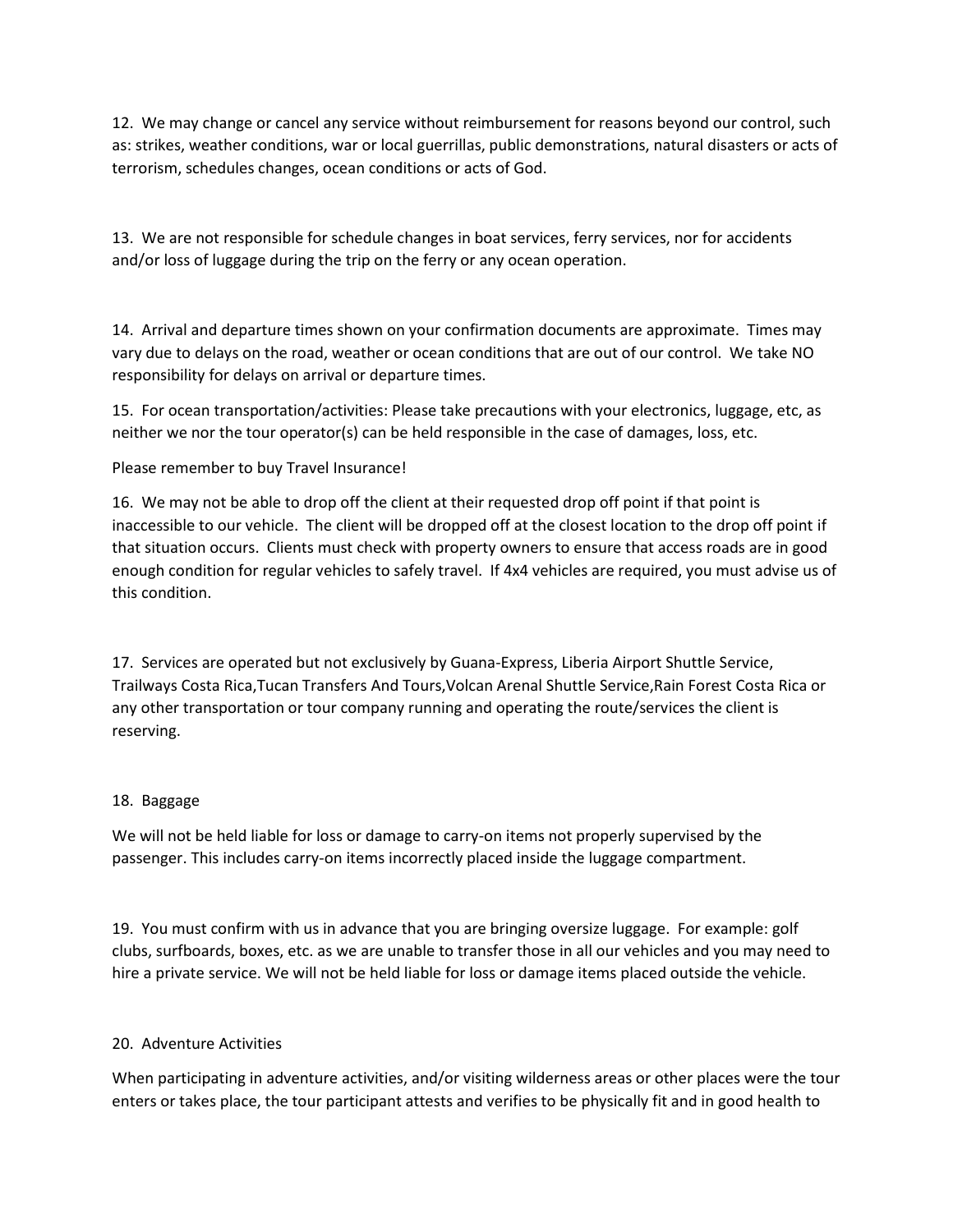12. We may change or cancel any service without reimbursement for reasons beyond our control, such as: strikes, weather conditions, war or local guerrillas, public demonstrations, natural disasters or acts of terrorism, schedules changes, ocean conditions or acts of God.

13. We are not responsible for schedule changes in boat services, ferry services, nor for accidents and/or loss of luggage during the trip on the ferry or any ocean operation.

14. Arrival and departure times shown on your confirmation documents are approximate. Times may vary due to delays on the road, weather or ocean conditions that are out of our control. We take NO responsibility for delays on arrival or departure times.

15. For ocean transportation/activities: Please take precautions with your electronics, luggage, etc, as neither we nor the tour operator(s) can be held responsible in the case of damages, loss, etc.

Please remember to buy Travel Insurance!

16. We may not be able to drop off the client at their requested drop off point if that point is inaccessible to our vehicle. The client will be dropped off at the closest location to the drop off point if that situation occurs. Clients must check with property owners to ensure that access roads are in good enough condition for regular vehicles to safely travel. If 4x4 vehicles are required, you must advise us of this condition.

17. Services are operated but not exclusively by Guana-Express, Liberia Airport Shuttle Service, Trailways Costa Rica,Tucan Transfers And Tours,Volcan Arenal Shuttle Service,Rain Forest Costa Rica or any other transportation or tour company running and operating the route/services the client is reserving.

18. Baggage

We will not be held liable for loss or damage to carry-on items not properly supervised by the passenger. This includes carry-on items incorrectly placed inside the luggage compartment.

19. You must confirm with us in advance that you are bringing oversize luggage. For example: golf clubs, surfboards, boxes, etc. as we are unable to transfer those in all our vehicles and you may need to hire a private service. We will not be held liable for loss or damage items placed outside the vehicle.

20. Adventure Activities

When participating in adventure activities, and/or visiting wilderness areas or other places were the tour enters or takes place, the tour participant attests and verifies to be physically fit and in good health to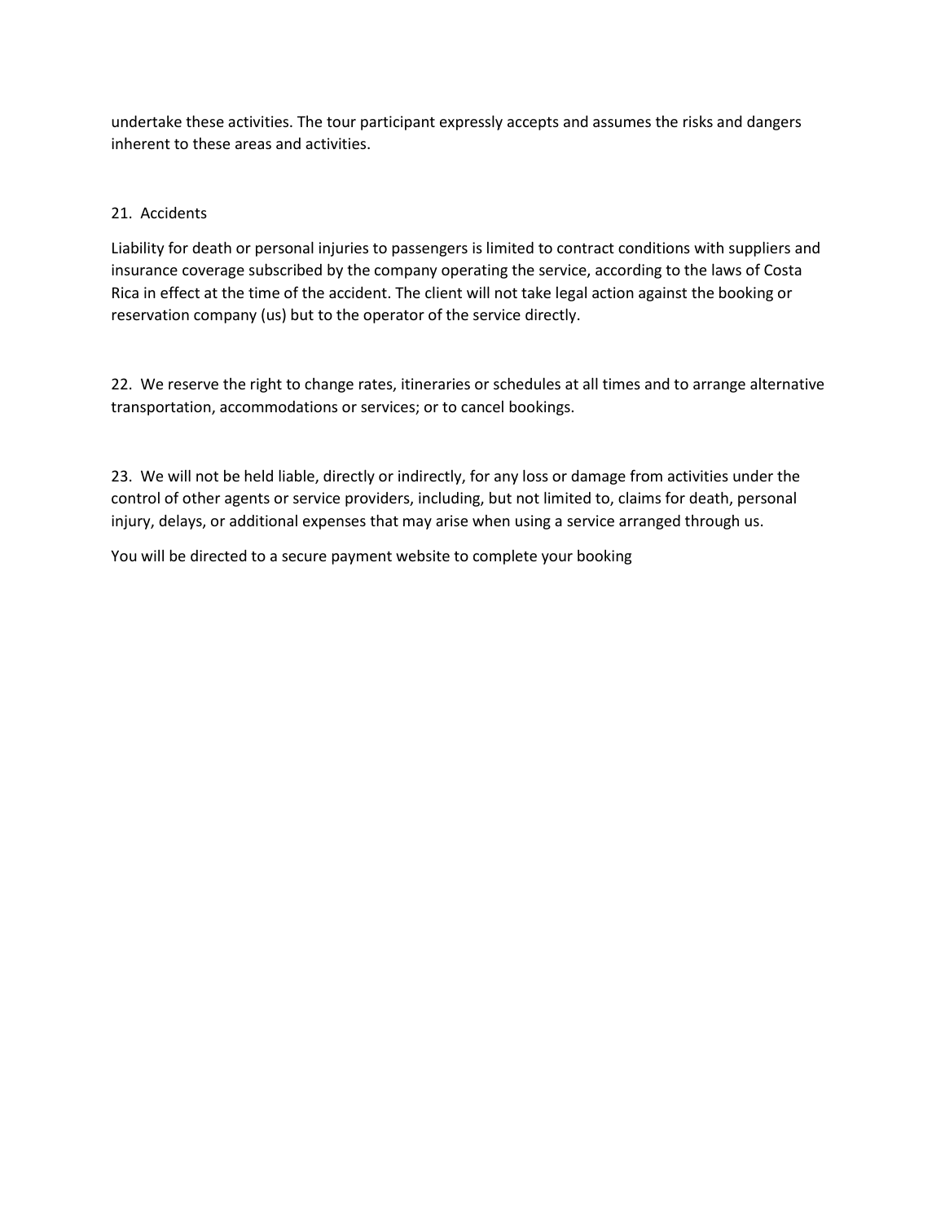undertake these activities. The tour participant expressly accepts and assumes the risks and dangers inherent to these areas and activities.

21. Accidents

Liability for death or personal injuries to passengers is limited to contract conditions with suppliers and insurance coverage subscribed by the company operating the service, according to the laws of Costa Rica in effect at the time of the accident. The client will not take legal action against the booking or reservation company (us) but to the operator of the service directly.

22. We reserve the right to change rates, itineraries or schedules at all times and to arrange alternative transportation, accommodations or services; or to cancel bookings.

23. We will not be held liable, directly or indirectly, for any loss or damage from activities under the control of other agents or service providers, including, but not limited to, claims for death, personal injury, delays, or additional expenses that may arise when using a service arranged through us.

You will be directed to a secure payment website to complete your booking